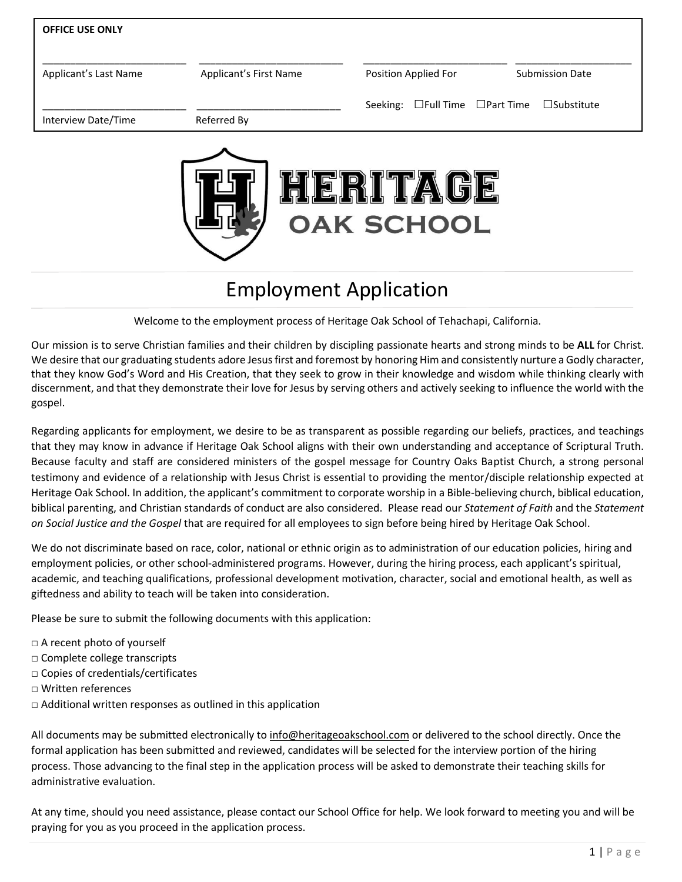**OFFICE USE ONLY**

| | | | |
|---|---|---|---|
| Applicant's Last Name | Applicant's First Name | Position Applied For | Submission Date |
| Interview Date/Time | Referred By | Seeking: ☐Full Time ☐Part Time ☐Substitute | |

HERITAGE OAK SCHOOL

# Employment Application

Welcome to the employment process of Heritage Oak School of Tehachapi, California.

Our mission is to serve Christian families and their children by discipling passionate hearts and strong minds to be **ALL** for Christ. We desire that our graduating students adore Jesus first and foremost by honoring Him and consistently nurture a Godly character, that they know God's Word and His Creation, that they seek to grow in their knowledge and wisdom while thinking clearly with discernment, and that they demonstrate their love for Jesus by serving others and actively seeking to influence the world with the gospel.

Regarding applicants for employment, we desire to be as transparent as possible regarding our beliefs, practices, and teachings that they may know in advance if Heritage Oak School aligns with their own understanding and acceptance of Scriptural Truth. Because faculty and staff are considered ministers of the gospel message for Country Oaks Baptist Church, a strong personal testimony and evidence of a relationship with Jesus Christ is essential to providing the mentor/disciple relationship expected at Heritage Oak School. In addition, the applicant's commitment to corporate worship in a Bible-believing church, biblical education, biblical parenting, and Christian standards of conduct are also considered. Please read our *Statement of Faith* and the *Statement on Social Justice and the Gospel* that are required for all employees to sign before being hired by Heritage Oak School.

We do not discriminate based on race, color, national or ethnic origin as to administration of our education policies, hiring and employment policies, or other school-administered programs. However, during the hiring process, each applicant's spiritual, academic, and teaching qualifications, professional development motivation, character, social and emotional health, as well as giftedness and ability to teach will be taken into consideration.

Please be sure to submit the following documents with this application:

□ A recent photo of yourself
□ Complete college transcripts
□ Copies of credentials/certificates
□ Written references
□ Additional written responses as outlined in this application

All documents may be submitted electronically to info@heritageoakschool.com or delivered to the school directly. Once the formal application has been submitted and reviewed, candidates will be selected for the interview portion of the hiring process. Those advancing to the final step in the application process will be asked to demonstrate their teaching skills for administrative evaluation.

At any time, should you need assistance, please contact our School Office for help. We look forward to meeting you and will be praying for you as you proceed in the application process.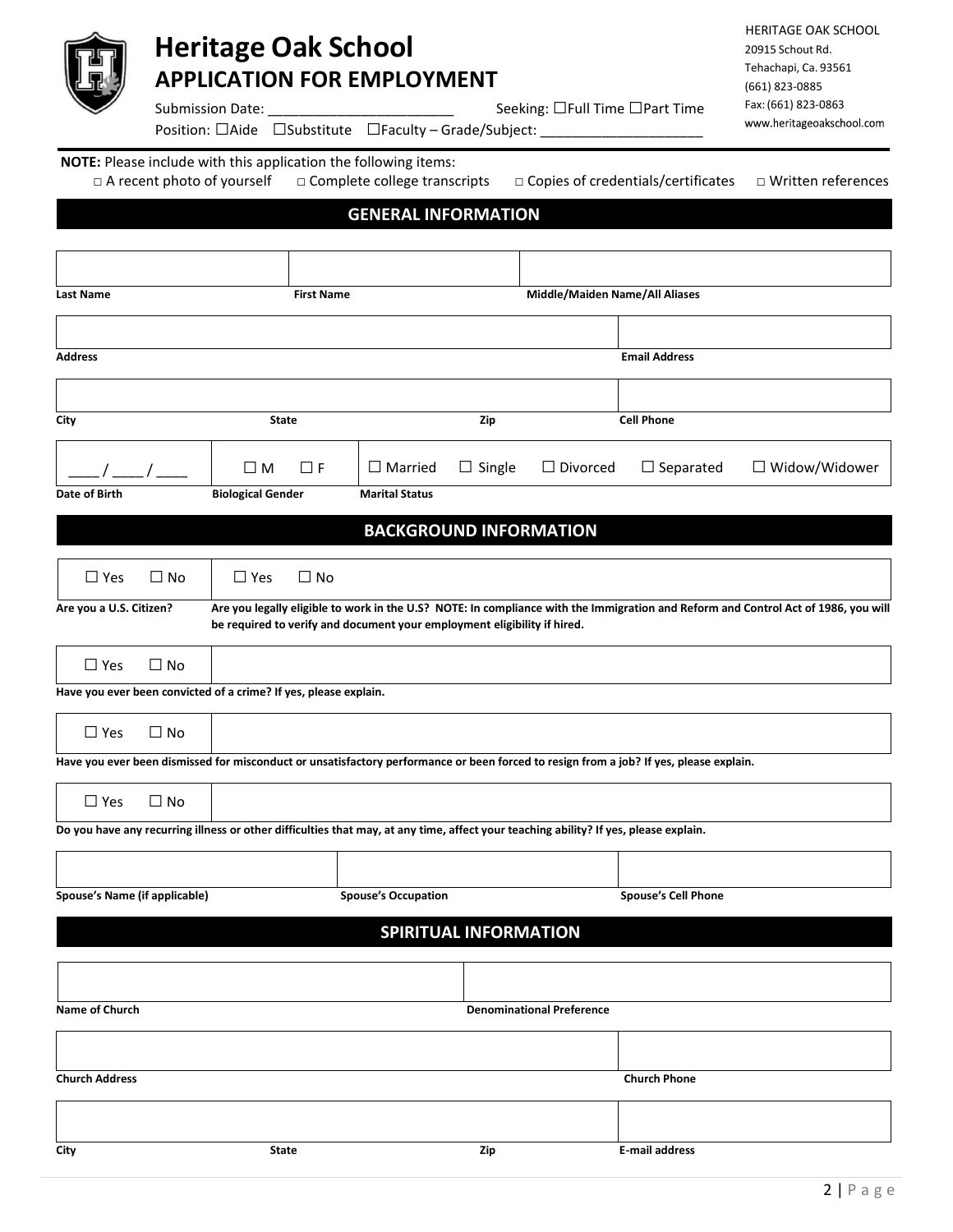# Heritage Oak School

## APPLICATION FOR EMPLOYMENT

HERITAGE OAK SCHOOL
20915 Schout Rd.
Tehachapi, Ca. 93561
(661) 823-0885
Fax: (661) 823-0863
www.heritageoakschool.com

Submission Date: ________________________ Seeking: ☐Full Time ☐Part Time

Position: ☐Aide ☐Substitute ☐Faculty – Grade/Subject: _____________________

**NOTE:** Please include with this application the following items:

□ A recent photo of yourself □ Complete college transcripts □ Copies of credentials/certificates □ Written references

## GENERAL INFORMATION

| | | |
|---|---|---|
| | | |
| **Last Name** | **First Name** | **Middle/Maiden Name/All Aliases** |

| | |
|---|---|
| | |
| **Address** | **Email Address** |

| | | | |
|---|---|---|---|
| | | | |
| **City** | **State** | **Zip** | **Cell Phone** |

| | | |
|---|---|---|
| ____ / ____ / ____ | ☐ M ☐ F | ☐ Married ☐ Single ☐ Divorced ☐ Separated ☐ Widow/Widower |
| **Date of Birth** | **Biological Gender** | **Marital Status** |

## BACKGROUND INFORMATION

| | |
|---|---|
| ☐ Yes ☐ No | ☐ Yes ☐ No |
| **Are you a U.S. Citizen?** | **Are you legally eligible to work in the U.S? NOTE: In compliance with the Immigration and Reform and Control Act of 1986, you will be required to verify and document your employment eligibility if hired.** |

| ☐ Yes ☐ No | |
|---|---|

**Have you ever been convicted of a crime? If yes, please explain.**

| ☐ Yes ☐ No | |
|---|---|

**Have you ever been dismissed for misconduct or unsatisfactory performance or been forced to resign from a job? If yes, please explain.**

| ☐ Yes ☐ No | |
|---|---|

**Do you have any recurring illness or other difficulties that may, at any time, affect your teaching ability? If yes, please explain.**

| | | |
|---|---|---|
| | | |
| **Spouse's Name (if applicable)** | **Spouse's Occupation** | **Spouse's Cell Phone** |

## SPIRITUAL INFORMATION

| | |
|---|---|
| | |
| **Name of Church** | **Denominational Preference** |

| | |
|---|---|
| | |
| **Church Address** | **Church Phone** |

| | | | |
|---|---|---|---|
| | | | |
| **City** | **State** | **Zip** | **E-mail address** |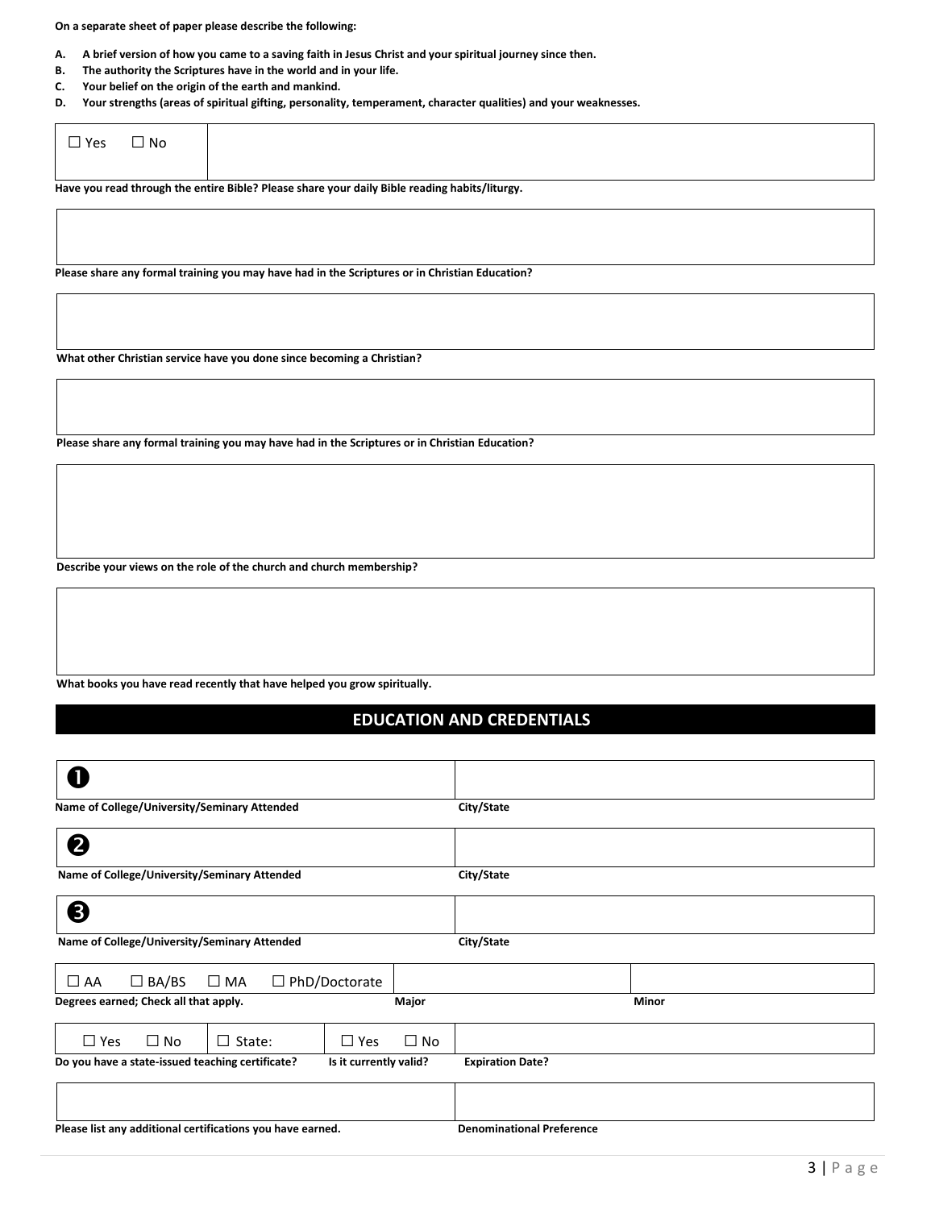**On a separate sheet of paper please describe the following:**

- **A. A brief version of how you came to a saving faith in Jesus Christ and your spiritual journey since then.**
- **B. The authority the Scriptures have in the world and in your life.**
- **C. Your belief on the origin of the earth and mankind.**
- **D. Your strengths (areas of spiritual gifting, personality, temperament, character qualities) and your weaknesses.**

| ☐ Yes ☐ No | |
|---|---|

**Have you read through the entire Bible? Please share your daily Bible reading habits/liturgy.**

**Please share any formal training you may have had in the Scriptures or in Christian Education?**

**What other Christian service have you done since becoming a Christian?**

**Please share any formal training you may have had in the Scriptures or in Christian Education?**

**Describe your views on the role of the church and church membership?**

**What books you have read recently that have helped you grow spiritually.**

## EDUCATION AND CREDENTIALS

| ➊ | |
|---|---|
| **Name of College/University/Seminary Attended** | **City/State** |

| ➋ | |
|---|---|
| **Name of College/University/Seminary Attended** | **City/State** |

| ➌ | |
|---|---|
| **Name of College/University/Seminary Attended** | **City/State** |

| ☐ AA ☐ BA/BS ☐ MA ☐ PhD/Doctorate | | |
|---|---|---|
| **Degrees earned; Check all that apply.** | **Major** | **Minor** |

| ☐ Yes ☐ No | ☐ State: | ☐ Yes ☐ No | |
|---|---|---|---|
| **Do you have a state-issued teaching certificate?** | | **Is it currently valid?** | **Expiration Date?** |

| | |
|---|---|
| **Please list any additional certifications you have earned.** | **Denominational Preference** |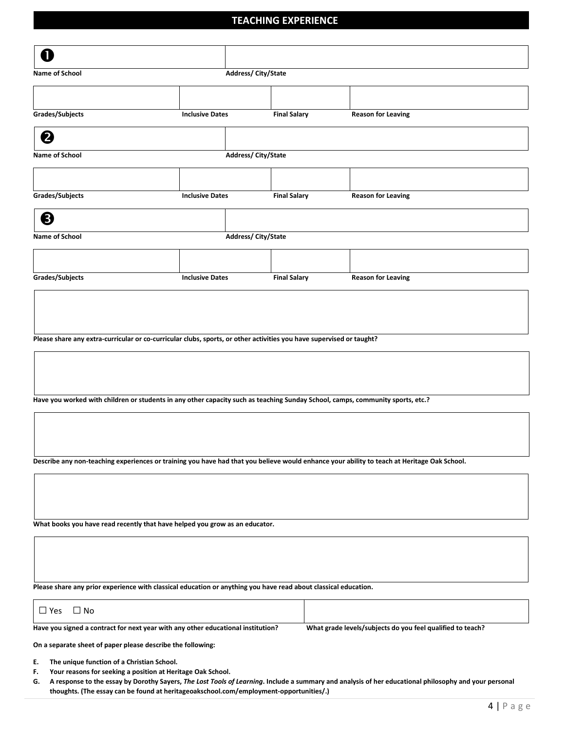## TEACHING EXPERIENCE

| ❶ | |
|---|---|
| **Name of School** | **Address/ City/State** |

| | | | |
|---|---|---|---|
| **Grades/Subjects** | **Inclusive Dates** | **Final Salary** | **Reason for Leaving** |

| ❷ | |
|---|---|
| **Name of School** | **Address/ City/State** |

| | | | |
|---|---|---|---|
| **Grades/Subjects** | **Inclusive Dates** | **Final Salary** | **Reason for Leaving** |

| ❸ | |
|---|---|
| **Name of School** | **Address/ City/State** |

| | | | |
|---|---|---|---|
| **Grades/Subjects** | **Inclusive Dates** | **Final Salary** | **Reason for Leaving** |

**Please share any extra-curricular or co-curricular clubs, sports, or other activities you have supervised or taught?**

**Have you worked with children or students in any other capacity such as teaching Sunday School, camps, community sports, etc.?**

**Describe any non-teaching experiences or training you have had that you believe would enhance your ability to teach at Heritage Oak School.**

**What books you have read recently that have helped you grow as an educator.**

**Please share any prior experience with classical education or anything you have read about classical education.**

| ☐ Yes ☐ No | |
|---|---|
| **Have you signed a contract for next year with any other educational institution?** | **What grade levels/subjects do you feel qualified to teach?** |

**On a separate sheet of paper please describe the following:**

- **E. The unique function of a Christian School.**
- **F. Your reasons for seeking a position at Heritage Oak School.**
- **G. A response to the essay by Dorothy Sayers, *The Lost Tools of Learning*. Include a summary and analysis of her educational philosophy and your personal thoughts. (The essay can be found at heritageoakschool.com/employment-opportunities/.)**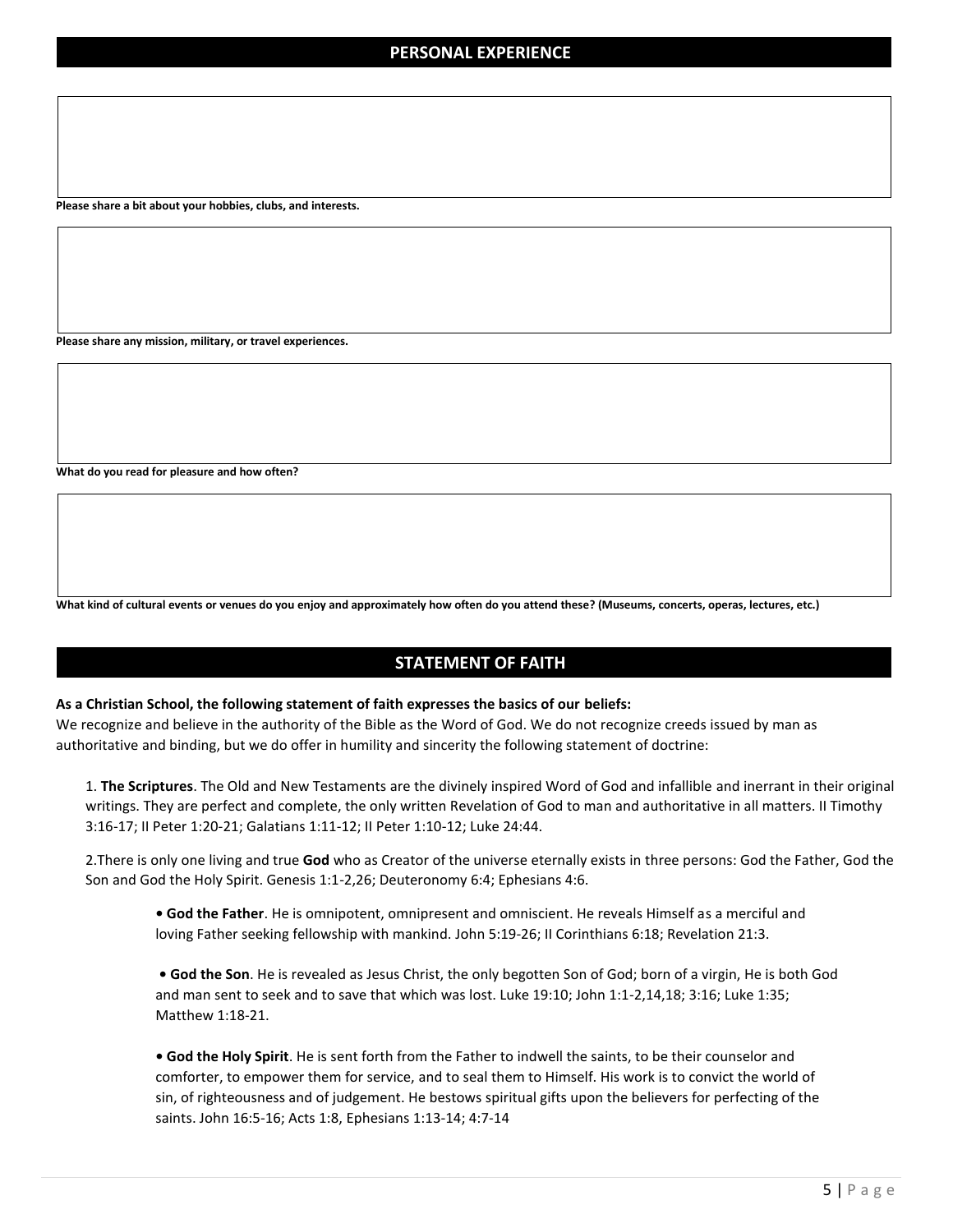## PERSONAL EXPERIENCE

**Please share a bit about your hobbies, clubs, and interests.**

**Please share any mission, military, or travel experiences.**

**What do you read for pleasure and how often?**

**What kind of cultural events or venues do you enjoy and approximately how often do you attend these? (Museums, concerts, operas, lectures, etc.)**

## STATEMENT OF FAITH

**As a Christian School, the following statement of faith expresses the basics of our beliefs:**

We recognize and believe in the authority of the Bible as the Word of God. We do not recognize creeds issued by man as authoritative and binding, but we do offer in humility and sincerity the following statement of doctrine:

1. **The Scriptures**. The Old and New Testaments are the divinely inspired Word of God and infallible and inerrant in their original writings. They are perfect and complete, the only written Revelation of God to man and authoritative in all matters. II Timothy 3:16-17; II Peter 1:20-21; Galatians 1:11-12; II Peter 1:10-12; Luke 24:44.

2.There is only one living and true **God** who as Creator of the universe eternally exists in three persons: God the Father, God the Son and God the Holy Spirit. Genesis 1:1-2,26; Deuteronomy 6:4; Ephesians 4:6.

- **God the Father**. He is omnipotent, omnipresent and omniscient. He reveals Himself as a merciful and loving Father seeking fellowship with mankind. John 5:19-26; II Corinthians 6:18; Revelation 21:3.

- **God the Son**. He is revealed as Jesus Christ, the only begotten Son of God; born of a virgin, He is both God and man sent to seek and to save that which was lost. Luke 19:10; John 1:1-2,14,18; 3:16; Luke 1:35; Matthew 1:18-21.

- **God the Holy Spirit**. He is sent forth from the Father to indwell the saints, to be their counselor and comforter, to empower them for service, and to seal them to Himself. His work is to convict the world of sin, of righteousness and of judgement. He bestows spiritual gifts upon the believers for perfecting of the saints. John 16:5-16; Acts 1:8, Ephesians 1:13-14; 4:7-14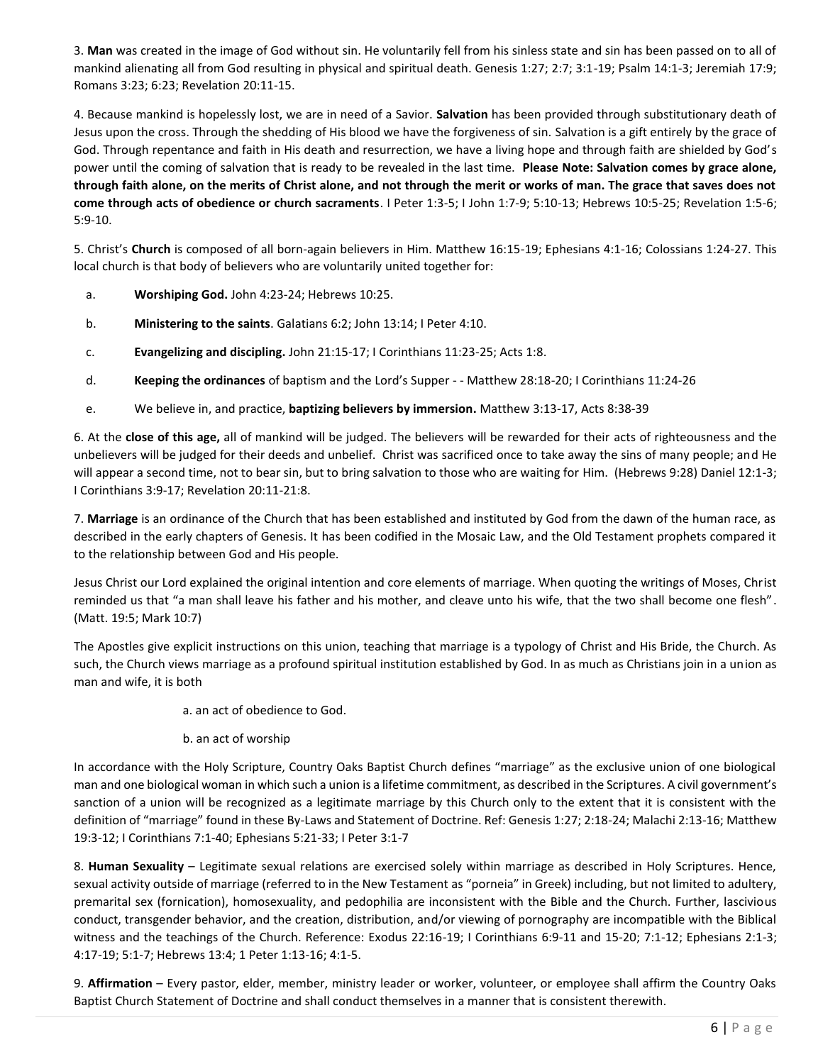3. **Man** was created in the image of God without sin. He voluntarily fell from his sinless state and sin has been passed on to all of mankind alienating all from God resulting in physical and spiritual death. Genesis 1:27; 2:7; 3:1-19; Psalm 14:1-3; Jeremiah 17:9; Romans 3:23; 6:23; Revelation 20:11-15.

4. Because mankind is hopelessly lost, we are in need of a Savior. **Salvation** has been provided through substitutionary death of Jesus upon the cross. Through the shedding of His blood we have the forgiveness of sin. Salvation is a gift entirely by the grace of God. Through repentance and faith in His death and resurrection, we have a living hope and through faith are shielded by God's power until the coming of salvation that is ready to be revealed in the last time. **Please Note: Salvation comes by grace alone, through faith alone, on the merits of Christ alone, and not through the merit or works of man. The grace that saves does not come through acts of obedience or church sacraments**. I Peter 1:3-5; I John 1:7-9; 5:10-13; Hebrews 10:5-25; Revelation 1:5-6; 5:9-10.

5. Christ's **Church** is composed of all born-again believers in Him. Matthew 16:15-19; Ephesians 4:1-16; Colossians 1:24-27. This local church is that body of believers who are voluntarily united together for:

a. **Worshiping God.** John 4:23-24; Hebrews 10:25.

b. **Ministering to the saints**. Galatians 6:2; John 13:14; I Peter 4:10.

c. **Evangelizing and discipling.** John 21:15-17; I Corinthians 11:23-25; Acts 1:8.

d. **Keeping the ordinances** of baptism and the Lord's Supper - - Matthew 28:18-20; I Corinthians 11:24-26

e. We believe in, and practice, **baptizing believers by immersion.** Matthew 3:13-17, Acts 8:38-39

6. At the **close of this age,** all of mankind will be judged. The believers will be rewarded for their acts of righteousness and the unbelievers will be judged for their deeds and unbelief. Christ was sacrificed once to take away the sins of many people; and He will appear a second time, not to bear sin, but to bring salvation to those who are waiting for Him. (Hebrews 9:28) Daniel 12:1-3; I Corinthians 3:9-17; Revelation 20:11-21:8.

7. **Marriage** is an ordinance of the Church that has been established and instituted by God from the dawn of the human race, as described in the early chapters of Genesis. It has been codified in the Mosaic Law, and the Old Testament prophets compared it to the relationship between God and His people.

Jesus Christ our Lord explained the original intention and core elements of marriage. When quoting the writings of Moses, Christ reminded us that "a man shall leave his father and his mother, and cleave unto his wife, that the two shall become one flesh". (Matt. 19:5; Mark 10:7)

The Apostles give explicit instructions on this union, teaching that marriage is a typology of Christ and His Bride, the Church. As such, the Church views marriage as a profound spiritual institution established by God. In as much as Christians join in a union as man and wife, it is both

a. an act of obedience to God.

b. an act of worship

In accordance with the Holy Scripture, Country Oaks Baptist Church defines "marriage" as the exclusive union of one biological man and one biological woman in which such a union is a lifetime commitment, as described in the Scriptures. A civil government's sanction of a union will be recognized as a legitimate marriage by this Church only to the extent that it is consistent with the definition of "marriage" found in these By-Laws and Statement of Doctrine. Ref: Genesis 1:27; 2:18-24; Malachi 2:13-16; Matthew 19:3-12; I Corinthians 7:1-40; Ephesians 5:21-33; I Peter 3:1-7

8. **Human Sexuality** – Legitimate sexual relations are exercised solely within marriage as described in Holy Scriptures. Hence, sexual activity outside of marriage (referred to in the New Testament as "porneia" in Greek) including, but not limited to adultery, premarital sex (fornication), homosexuality, and pedophilia are inconsistent with the Bible and the Church. Further, lascivious conduct, transgender behavior, and the creation, distribution, and/or viewing of pornography are incompatible with the Biblical witness and the teachings of the Church. Reference: Exodus 22:16-19; I Corinthians 6:9-11 and 15-20; 7:1-12; Ephesians 2:1-3; 4:17-19; 5:1-7; Hebrews 13:4; 1 Peter 1:13-16; 4:1-5.

9. **Affirmation** – Every pastor, elder, member, ministry leader or worker, volunteer, or employee shall affirm the Country Oaks Baptist Church Statement of Doctrine and shall conduct themselves in a manner that is consistent therewith.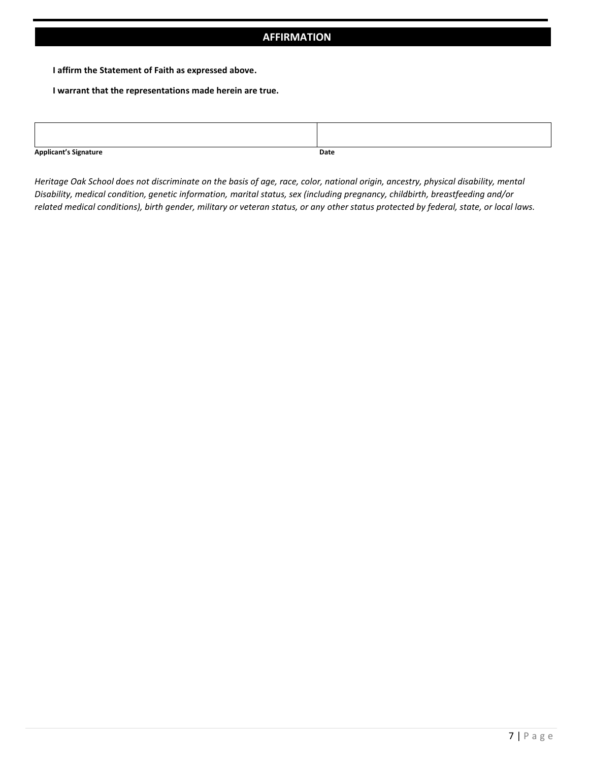## AFFIRMATION

**I affirm the Statement of Faith as expressed above.**

**I warrant that the representations made herein are true.**

| | |
|---|---|
| | |
| **Applicant's Signature** | **Date** |

*Heritage Oak School does not discriminate on the basis of age, race, color, national origin, ancestry, physical disability, mental Disability, medical condition, genetic information, marital status, sex (including pregnancy, childbirth, breastfeeding and/or related medical conditions), birth gender, military or veteran status, or any other status protected by federal, state, or local laws.*